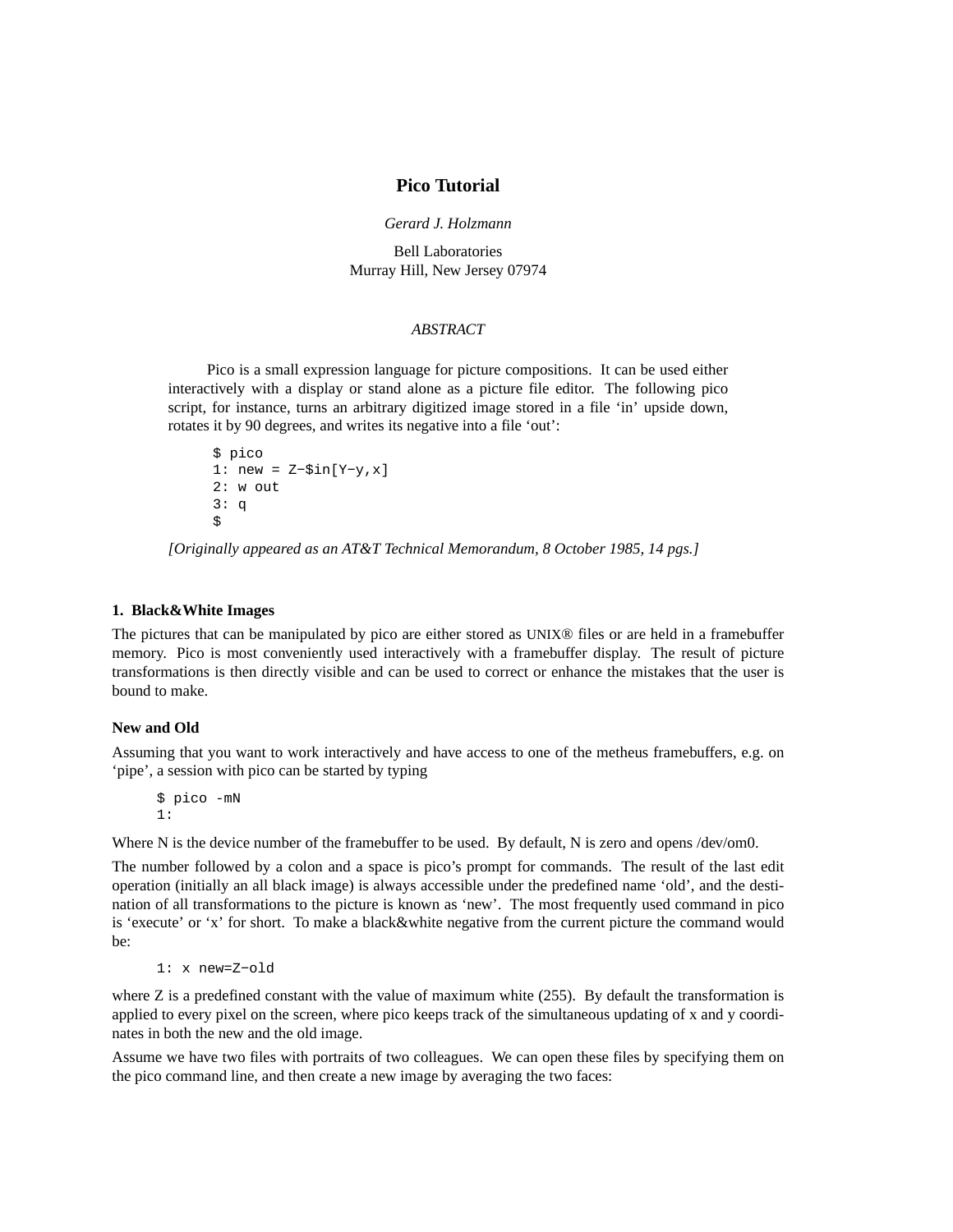# Pico Tutorial

*Gerard J. Holzmann*

Bell Laboratories
Murray Hill, New Jersey 07974

*ABSTRACT*

Pico is a small expression language for picture compositions. It can be used either interactively with a display or stand alone as a picture file editor. The following pico script, for instance, turns an arbitrary digitized image stored in a file 'in' upside down, rotates it by 90 degrees, and writes its negative into a file 'out':

```
$ pico
1: new = Z−$in[Y−y,x]
2: w out
3: q
$
```

*[Originally appeared as an AT&T Technical Memorandum, 8 October 1985, 14 pgs.]*

## 1. Black&White Images

The pictures that can be manipulated by pico are either stored as UNIX® files or are held in a framebuffer memory. Pico is most conveniently used interactively with a framebuffer display. The result of picture transformations is then directly visible and can be used to correct or enhance the mistakes that the user is bound to make.

### New and Old

Assuming that you want to work interactively and have access to one of the metheus framebuffers, e.g. on 'pipe', a session with pico can be started by typing

```
$ pico -mN
1:
```

Where N is the device number of the framebuffer to be used. By default, N is zero and opens /dev/om0.

The number followed by a colon and a space is pico's prompt for commands. The result of the last edit operation (initially an all black image) is always accessible under the predefined name 'old', and the destination of all transformations to the picture is known as 'new'. The most frequently used command in pico is 'execute' or 'x' for short. To make a black&white negative from the current picture the command would be:

```
1: x new=Z−old
```

where Z is a predefined constant with the value of maximum white (255). By default the transformation is applied to every pixel on the screen, where pico keeps track of the simultaneous updating of x and y coordinates in both the new and the old image.

Assume we have two files with portraits of two colleagues. We can open these files by specifying them on the pico command line, and then create a new image by averaging the two faces: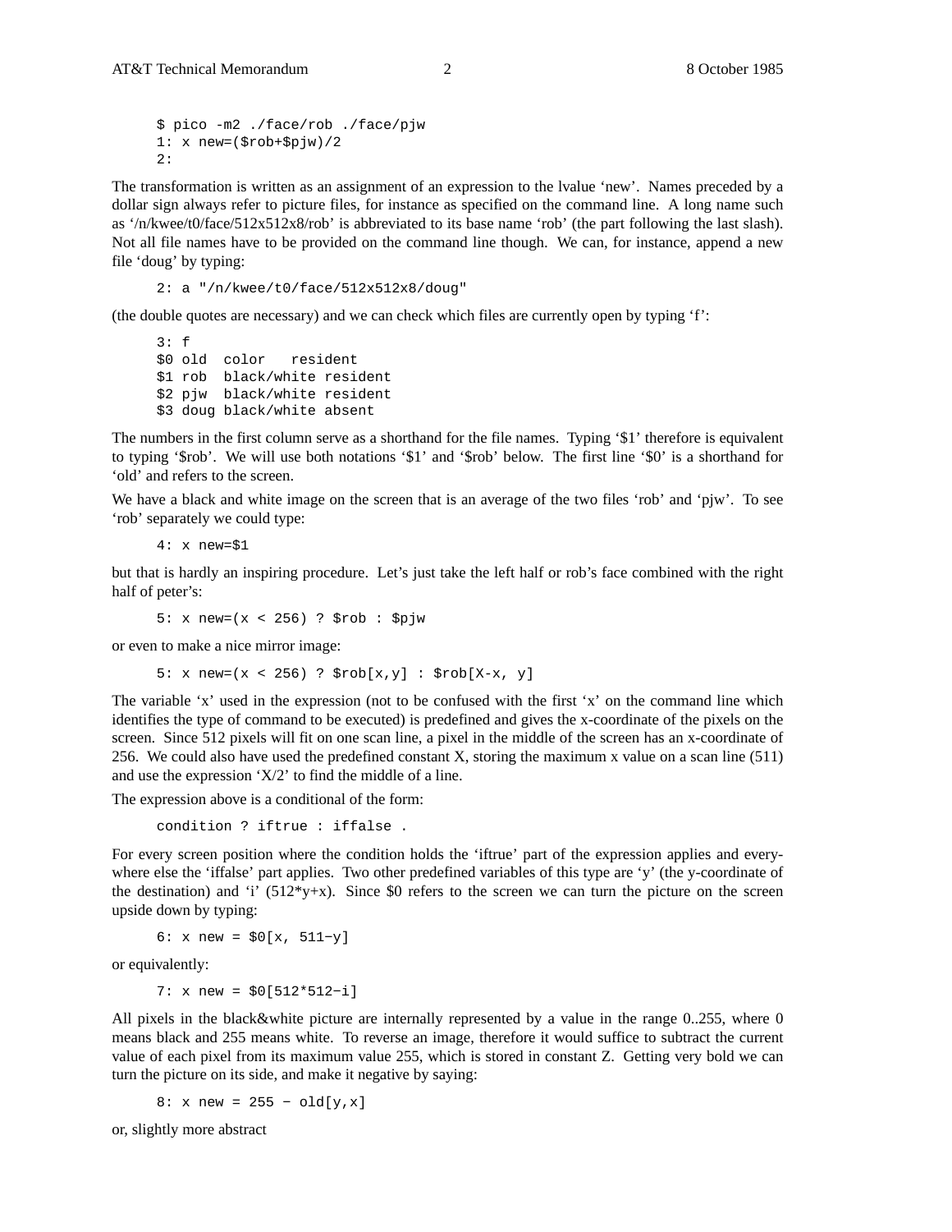```
$ pico -m2 ./face/rob ./face/pjw
1: x new=($rob+$pjw)/2
2:
```

The transformation is written as an assignment of an expression to the lvalue ‘new’. Names preceded by a dollar sign always refer to picture files, for instance as specified on the command line. A long name such as ‘/n/kwee/t0/face/512x512x8/rob’ is abbreviated to its base name ‘rob’ (the part following the last slash). Not all file names have to be provided on the command line though. We can, for instance, append a new file ‘doug’ by typing:

```
2: a "/n/kwee/t0/face/512x512x8/doug"
```

(the double quotes are necessary) and we can check which files are currently open by typing ‘f’:

```
3: f
$0 old  color   resident
$1 rob  black/white resident
$2 pjw  black/white resident
$3 doug black/white absent
```

The numbers in the first column serve as a shorthand for the file names. Typing ‘$1’ therefore is equivalent to typing ‘$rob’. We will use both notations ‘$1’ and ‘$rob’ below. The first line ‘$0’ is a shorthand for ‘old’ and refers to the screen.

We have a black and white image on the screen that is an average of the two files ‘rob’ and ‘pjw’. To see ‘rob’ separately we could type:

```
4: x new=$1
```

but that is hardly an inspiring procedure. Let’s just take the left half or rob’s face combined with the right half of peter’s:

```
5: x new=(x < 256) ? $rob : $pjw
```

or even to make a nice mirror image:

```
5: x new=(x < 256) ? $rob[x,y] : $rob[X-x, y]
```

The variable ‘x’ used in the expression (not to be confused with the first ‘x’ on the command line which identifies the type of command to be executed) is predefined and gives the x-coordinate of the pixels on the screen. Since 512 pixels will fit on one scan line, a pixel in the middle of the screen has an x-coordinate of 256. We could also have used the predefined constant X, storing the maximum x value on a scan line (511) and use the expression ‘X/2’ to find the middle of a line.

The expression above is a conditional of the form:

```
condition ? iftrue : iffalse .
```

For every screen position where the condition holds the ‘iftrue’ part of the expression applies and everywhere else the ‘iffalse’ part applies. Two other predefined variables of this type are ‘y’ (the y-coordinate of the destination) and ‘i’ (512*y+x). Since $0 refers to the screen we can turn the picture on the screen upside down by typing:

```
6: x new = $0[x, 511−y]
```

or equivalently:

```
7: x new = $0[512*512−i]
```

All pixels in the black&white picture are internally represented by a value in the range 0..255, where 0 means black and 255 means white. To reverse an image, therefore it would suffice to subtract the current value of each pixel from its maximum value 255, which is stored in constant Z. Getting very bold we can turn the picture on its side, and make it negative by saying:

```
8: x new = 255 − old[y,x]
```

or, slightly more abstract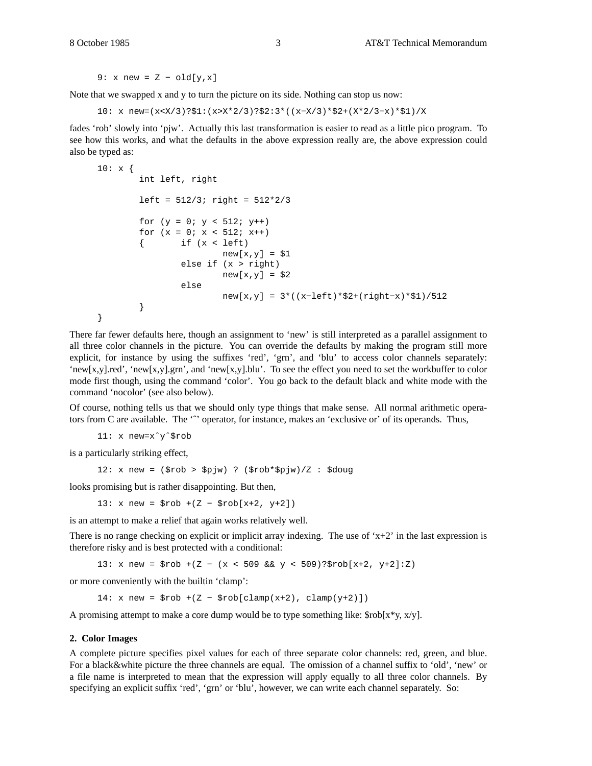```
9: x new = Z − old[y,x]
```

Note that we swapped x and y to turn the picture on its side. Nothing can stop us now:

```
10: x new=(x<X/3)?$1:(x>X*2/3)?$2:3*((x−X/3)*$2+(X*2/3−x)*$1)/X
```

fades 'rob' slowly into 'pjw'. Actually this last transformation is easier to read as a little pico program. To see how this works, and what the defaults in the above expression really are, the above expression could also be typed as:

```
10: x {
        int left, right

        left = 512/3; right = 512*2/3

        for (y = 0; y < 512; y++)
        for (x = 0; x < 512; x++)
        {       if (x < left)
                        new[x,y] = $1
                else if (x > right)
                        new[x,y] = $2
                else
                        new[x,y] = 3*((x−left)*$2+(right−x)*$1)/512
        }
}
```

There far fewer defaults here, though an assignment to 'new' is still interpreted as a parallel assignment to all three color channels in the picture. You can override the defaults by making the program still more explicit, for instance by using the suffixes 'red', 'grn', and 'blu' to access color channels separately: 'new[x,y].red', 'new[x,y].grn', and 'new[x,y].blu'. To see the effect you need to set the workbuffer to color mode first though, using the command 'color'. You go back to the default black and white mode with the command 'nocolor' (see also below).

Of course, nothing tells us that we should only type things that make sense. All normal arithmetic operators from C are available. The '^' operator, for instance, makes an 'exclusive or' of its operands. Thus,

```
11: x new=x^y^$rob
```

is a particularly striking effect,

```
12: x new = ($rob > $pjw) ? ($rob*$pjw)/Z : $doug
```

looks promising but is rather disappointing. But then,

```
13: x new = $rob +(Z − $rob[x+2, y+2])
```

is an attempt to make a relief that again works relatively well.

There is no range checking on explicit or implicit array indexing. The use of 'x+2' in the last expression is therefore risky and is best protected with a conditional:

```
13: x new = $rob +(Z − (x < 509 && y < 509)?$rob[x+2, y+2]:Z)
```

or more conveniently with the builtin 'clamp':

```
14: x new = $rob +(Z − $rob[clamp(x+2), clamp(y+2)])
```

A promising attempt to make a core dump would be to type something like: $rob[x*y, x/y].

## 2. Color Images

A complete picture specifies pixel values for each of three separate color channels: red, green, and blue. For a black&white picture the three channels are equal. The omission of a channel suffix to 'old', 'new' or a file name is interpreted to mean that the expression will apply equally to all three color channels. By specifying an explicit suffix 'red', 'grn' or 'blu', however, we can write each channel separately. So: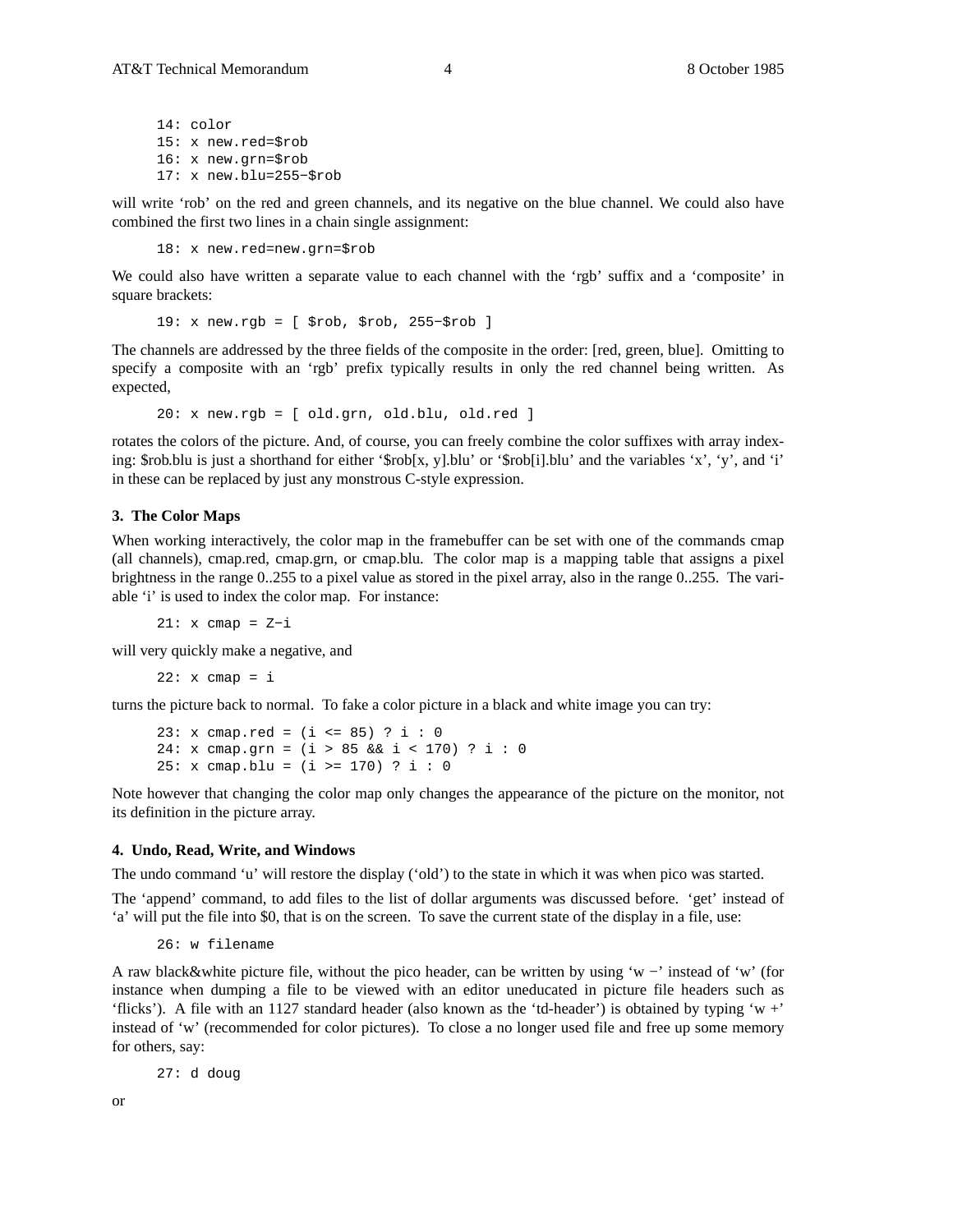```
14: color
15: x new.red=$rob
16: x new.grn=$rob
17: x new.blu=255−$rob
```

will write 'rob' on the red and green channels, and its negative on the blue channel. We could also have combined the first two lines in a chain single assignment:

```
18: x new.red=new.grn=$rob
```

We could also have written a separate value to each channel with the 'rgb' suffix and a 'composite' in square brackets:

```
19: x new.rgb = [ $rob, $rob, 255−$rob ]
```

The channels are addressed by the three fields of the composite in the order: [red, green, blue]. Omitting to specify a composite with an 'rgb' prefix typically results in only the red channel being written. As expected,

```
20: x new.rgb = [ old.grn, old.blu, old.red ]
```

rotates the colors of the picture. And, of course, you can freely combine the color suffixes with array indexing: $rob.blu is just a shorthand for either '$rob[x, y].blu' or '$rob[i].blu' and the variables 'x', 'y', and 'i' in these can be replaced by just any monstrous C-style expression.

### 3. The Color Maps

When working interactively, the color map in the framebuffer can be set with one of the commands cmap (all channels), cmap.red, cmap.grn, or cmap.blu. The color map is a mapping table that assigns a pixel brightness in the range 0..255 to a pixel value as stored in the pixel array, also in the range 0..255. The variable 'i' is used to index the color map. For instance:

```
21: x cmap = Z−i
```

will very quickly make a negative, and

```
22: x cmap = i
```

turns the picture back to normal. To fake a color picture in a black and white image you can try:

```
23: x cmap.red = (i <= 85) ? i : 0
24: x cmap.grn = (i > 85 && i < 170) ? i : 0
25: x cmap.blu = (i >= 170) ? i : 0
```

Note however that changing the color map only changes the appearance of the picture on the monitor, not its definition in the picture array.

### 4. Undo, Read, Write, and Windows

The undo command 'u' will restore the display ('old') to the state in which it was when pico was started.

The 'append' command, to add files to the list of dollar arguments was discussed before. 'get' instead of 'a' will put the file into $0, that is on the screen. To save the current state of the display in a file, use:

```
26: w filename
```

A raw black&white picture file, without the pico header, can be written by using 'w −' instead of 'w' (for instance when dumping a file to be viewed with an editor uneducated in picture file headers such as 'flicks'). A file with an 1127 standard header (also known as the 'td-header') is obtained by typing 'w +' instead of 'w' (recommended for color pictures). To close a no longer used file and free up some memory for others, say:

```
27: d doug
```

or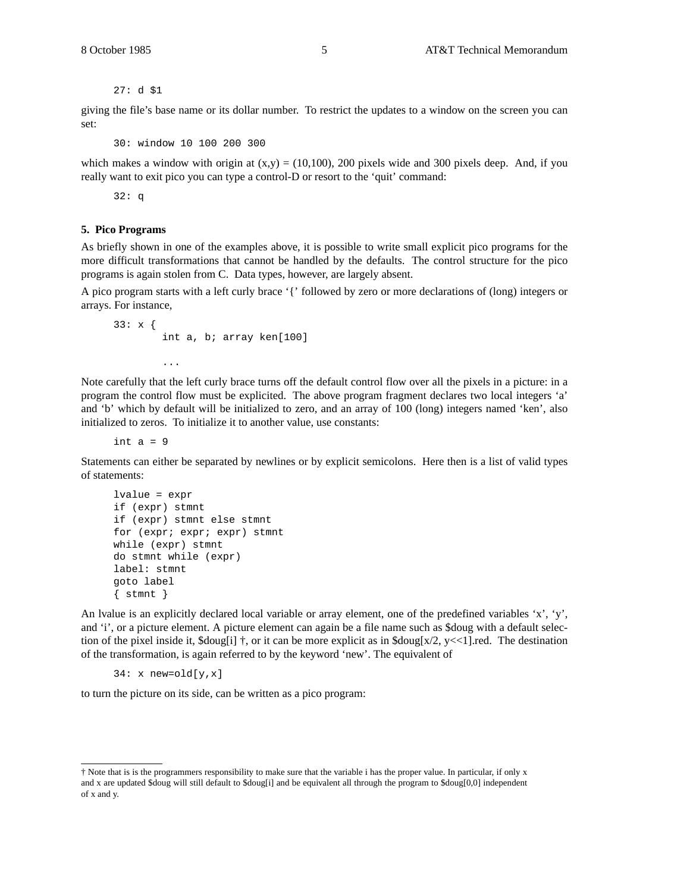```
27: d $1
```

giving the file's base name or its dollar number. To restrict the updates to a window on the screen you can set:

```
30: window 10 100 200 300
```

which makes a window with origin at (x,y) = (10,100), 200 pixels wide and 300 pixels deep. And, if you really want to exit pico you can type a control-D or resort to the 'quit' command:

```
32: q
```

### 5. Pico Programs

As briefly shown in one of the examples above, it is possible to write small explicit pico programs for the more difficult transformations that cannot be handled by the defaults. The control structure for the pico programs is again stolen from C. Data types, however, are largely absent.

A pico program starts with a left curly brace '{' followed by zero or more declarations of (long) integers or arrays. For instance,

```
33: x {
          int a, b; array ken[100]

          ...
```

Note carefully that the left curly brace turns off the default control flow over all the pixels in a picture: in a program the control flow must be explicited. The above program fragment declares two local integers 'a' and 'b' which by default will be initialized to zero, and an array of 100 (long) integers named 'ken', also initialized to zeros. To initialize it to another value, use constants:

```
int a = 9
```

Statements can either be separated by newlines or by explicit semicolons. Here then is a list of valid types of statements:

```
lvalue = expr
if (expr) stmnt
if (expr) stmnt else stmnt
for (expr; expr; expr) stmnt
while (expr) stmnt
do stmnt while (expr)
label: stmnt
goto label
{ stmnt }
```

An lvalue is an explicitly declared local variable or array element, one of the predefined variables 'x', 'y', and 'i', or a picture element. A picture element can again be a file name such as $doug with a default selection of the pixel inside it, $doug[i] †, or it can be more explicit as in $doug[x/2, y<<1].red. The destination of the transformation, is again referred to by the keyword 'new'. The equivalent of

```
34: x new=old[y,x]
```

to turn the picture on its side, can be written as a pico program:

---

† Note that is is the programmers responsibility to make sure that the variable i has the proper value. In particular, if only x and x are updated $doug will still default to $doug[i] and be equivalent all through the program to $doug[0,0] independent of x and y.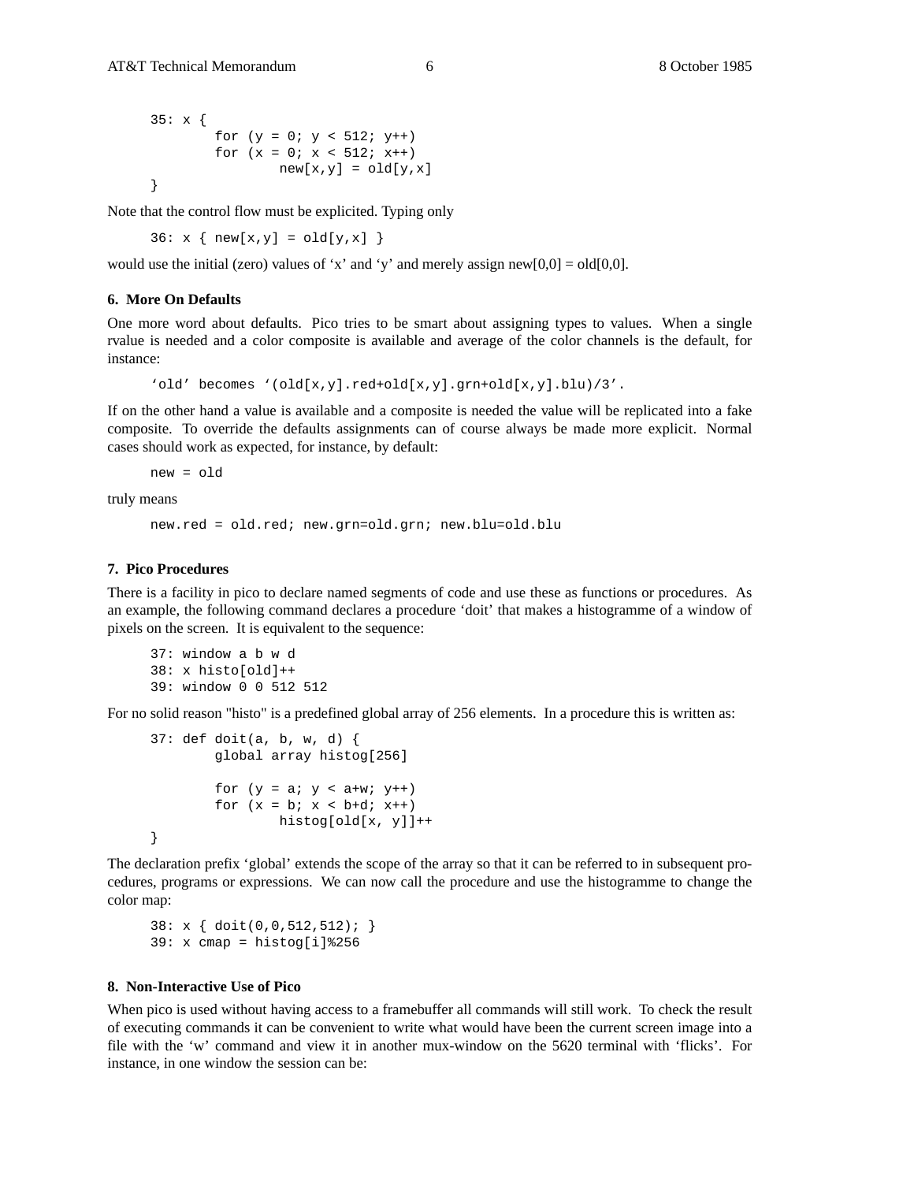```
35: x {
        for (y = 0; y < 512; y++)
        for (x = 0; x < 512; x++)
                new[x,y] = old[y,x]
}
```

Note that the control flow must be explicited. Typing only

```
36: x { new[x,y] = old[y,x] }
```

would use the initial (zero) values of ‘x’ and ‘y’ and merely assign new[0,0] = old[0,0].

### 6. More On Defaults

One more word about defaults. Pico tries to be smart about assigning types to values. When a single rvalue is needed and a color composite is available and average of the color channels is the default, for instance:

```
'old' becomes '(old[x,y].red+old[x,y].grn+old[x,y].blu)/3'.
```

If on the other hand a value is available and a composite is needed the value will be replicated into a fake composite. To override the defaults assignments can of course always be made more explicit. Normal cases should work as expected, for instance, by default:

```
new = old
```

truly means

```
new.red = old.red; new.grn=old.grn; new.blu=old.blu
```

### 7. Pico Procedures

There is a facility in pico to declare named segments of code and use these as functions or procedures. As an example, the following command declares a procedure ‘doit’ that makes a histogramme of a window of pixels on the screen. It is equivalent to the sequence:

```
37: window a b w d
38: x histo[old]++
39: window 0 0 512 512
```

For no solid reason "histo" is a predefined global array of 256 elements. In a procedure this is written as:

```
37: def doit(a, b, w, d) {
        global array histog[256]

        for (y = a; y < a+w; y++)
        for (x = b; x < b+d; x++)
                histog[old[x, y]]++
}
```

The declaration prefix ‘global’ extends the scope of the array so that it can be referred to in subsequent procedures, programs or expressions. We can now call the procedure and use the histogramme to change the color map:

```
38: x { doit(0,0,512,512); }
39: x cmap = histog[i]%256
```

### 8. Non-Interactive Use of Pico

When pico is used without having access to a framebuffer all commands will still work. To check the result of executing commands it can be convenient to write what would have been the current screen image into a file with the ‘w’ command and view it in another mux-window on the 5620 terminal with ‘flicks’. For instance, in one window the session can be: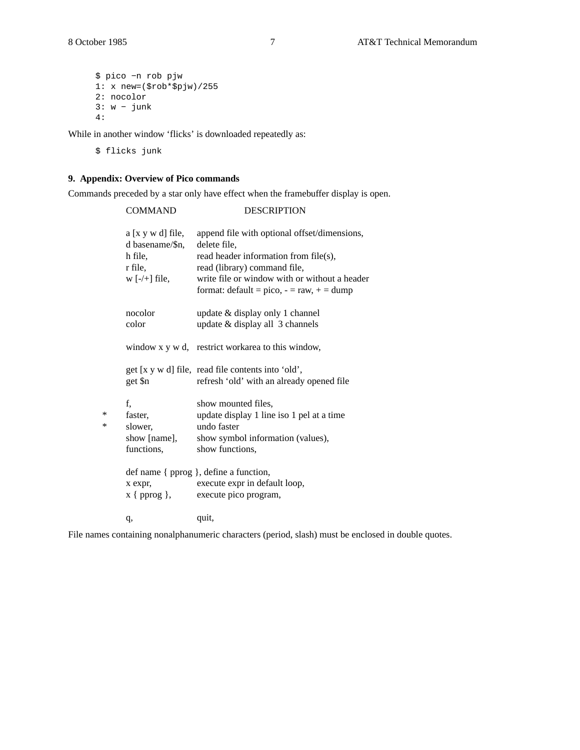```
$ pico −n rob pjw
1: x new=($rob*$pjw)/255
2: nocolor
3: w − junk
4:
```

While in another window ‘flicks’ is downloaded repeatedly as:

```
$ flicks junk
```

## 9. Appendix: Overview of Pico commands

Commands preceded by a star only have effect when the framebuffer display is open.

| | COMMAND | DESCRIPTION |
|---|---|---|
| | a [x y w d] file, | append file with optional offset/dimensions, |
| | d basename/$n, | delete file, |
| | h file, | read header information from file(s), |
| | r file, | read (library) command file, |
| | w [-/+] file, | write file or window with or without a header format: default = pico, - = raw, + = dump |
| | nocolor | update & display only 1 channel |
| | color | update & display all 3 channels |
| | window x y w d, | restrict workarea to this window, |
| | get [x y w d] file, | read file contents into ‘old’, |
| | get $n | refresh ‘old’ with an already opened file |
| | f, | show mounted files, |
| * | faster, | update display 1 line iso 1 pel at a time |
| * | slower, | undo faster |
| | show [name], | show symbol information (values), |
| | functions, | show functions, |
| | def name { pprog }, | define a function, |
| | x expr, | execute expr in default loop, |
| | x { pprog }, | execute pico program, |
| | q, | quit, |

File names containing nonalphanumeric characters (period, slash) must be enclosed in double quotes.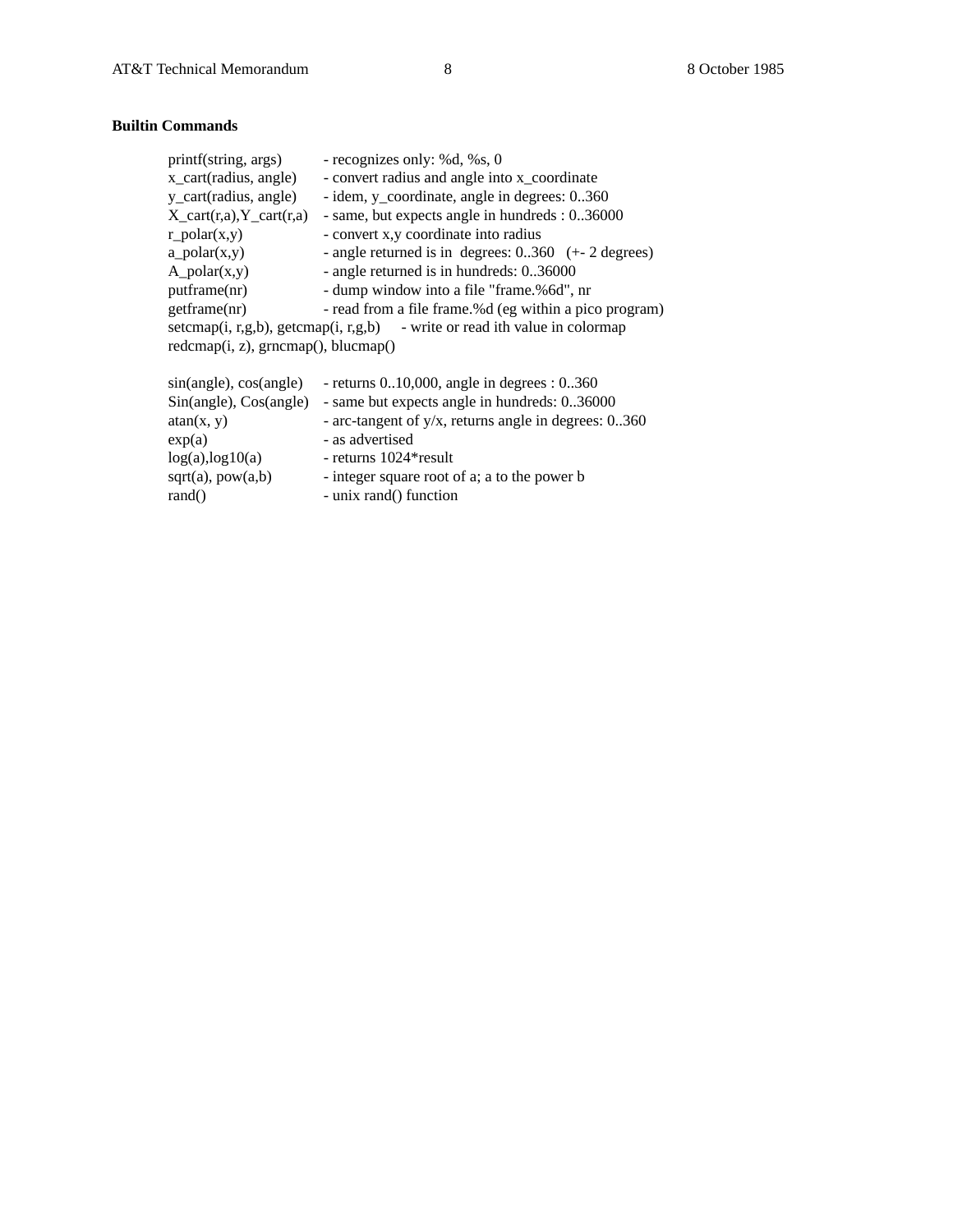**Builtin Commands**

```
printf(string, args)          - recognizes only: %d, %s, 0
x_cart(radius, angle)         - convert radius and angle into x_coordinate
y_cart(radius, angle)         - idem, y_coordinate, angle in degrees: 0..360
X_cart(r,a),Y_cart(r,a)       - same, but expects angle in hundreds : 0..36000
r_polar(x,y)                  - convert x,y coordinate into radius
a_polar(x,y)                  - angle returned is in  degrees: 0..360   (+- 2 degrees)
A_polar(x,y)                  - angle returned is in hundreds: 0..36000
putframe(nr)                  - dump window into a file "frame.%6d", nr
getframe(nr)                  - read from a file frame.%d (eg within a pico program)
setcmap(i, r,g,b), getcmap(i, r,g,b)      - write or read ith value in colormap
redcmap(i, z), grncmap(), blucmap()

sin(angle), cos(angle)        - returns 0..10,000, angle in degrees : 0..360
Sin(angle), Cos(angle)        - same but expects angle in hundreds: 0..36000
atan(x, y)                    - arc-tangent of y/x, returns angle in degrees: 0..360
exp(a)                        - as advertised
log(a),log10(a)               - returns 1024*result
sqrt(a), pow(a,b)             - integer square root of a; a to the power b
rand()                        - unix rand() function
```